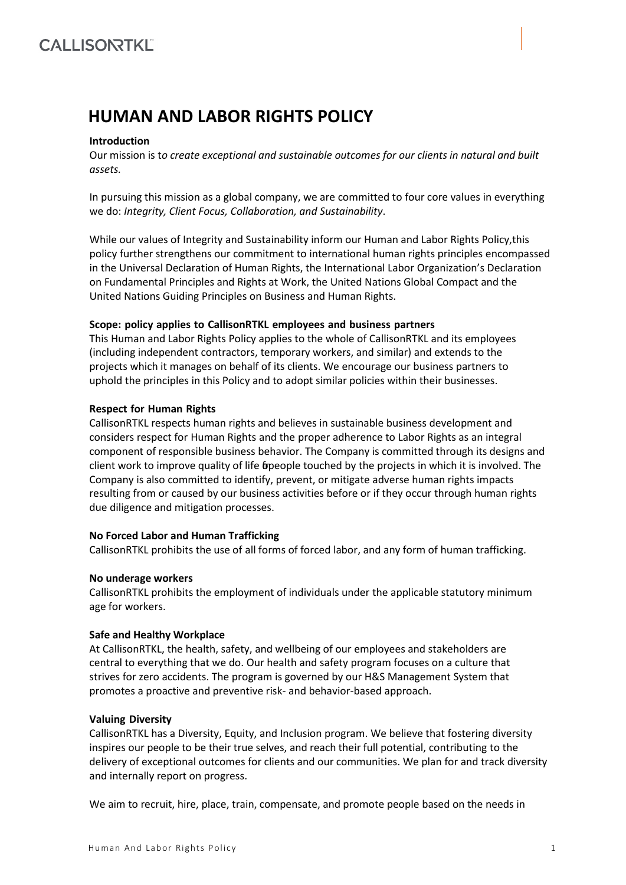# HUMAN AND LABOR RIGHTS POLICY

**Introduction**

Our mission is t*o create exceptional and sustainable outcomes for our clients in natural and built assets.*

In pursuing this mission as a global company, we are committed to four core values in everything we do: *Integrity, Client Focus, Collaboration, and Sustainability*.

While our values of Integrity and Sustainability inform our Human and Labor Rights Policy,this policy further strengthens our commitment to international human rights principles encompassed in the Universal Declaration of Human Rights, the International Labor Organization's Declaration on Fundamental Principles and Rights at Work, the United Nations Global Compact and the United Nations Guiding Principles on Business and Human Rights.

**Scope: policy applies to CallisonRTKL employees and business partners**

This Human and Labor Rights Policy applies to the whole of CallisonRTKL and its employees (including independent contractors, temporary workers, and similar) and extends to the projects which it manages on behalf of its clients. We encourage our business partners to uphold the principles in this Policy and to adopt similar policies within their businesses.

**Respect for Human Rights**

CallisonRTKL respects human rights and believes in sustainable business development and considers respect for Human Rights and the proper adherence to Labor Rights as an integral component of responsible business behavior. The Company is committed through its designs and client work to improve quality of life for people touched by the projects in which it is involved. The Company is also committed to identify, prevent, or mitigate adverse human rights impacts resulting from or caused by our business activities before or if they occur through human rights due diligence and mitigation processes.

**No Forced Labor and Human Trafficking**

CallisonRTKL prohibits the use of all forms of forced labor, and any form of human trafficking.

**No underage workers**

CallisonRTKL prohibits the employment of individuals under the applicable statutory minimum age for workers.

**Safe and Healthy Workplace**

At CallisonRTKL, the health, safety, and wellbeing of our employees and stakeholders are central to everything that we do. Our health and safety program focuses on a culture that strives for zero accidents. The program is governed by our H&S Management System that promotes a proactive and preventive risk- and behavior-based approach.

**Valuing Diversity**

CallisonRTKL has a Diversity, Equity, and Inclusion program. We believe that fostering diversity inspires our people to be their true selves, and reach their full potential, contributing to the delivery of exceptional outcomes for clients and our communities. We plan for and track diversity and internally report on progress.

We aim to recruit, hire, place, train, compensate, and promote people based on the needs in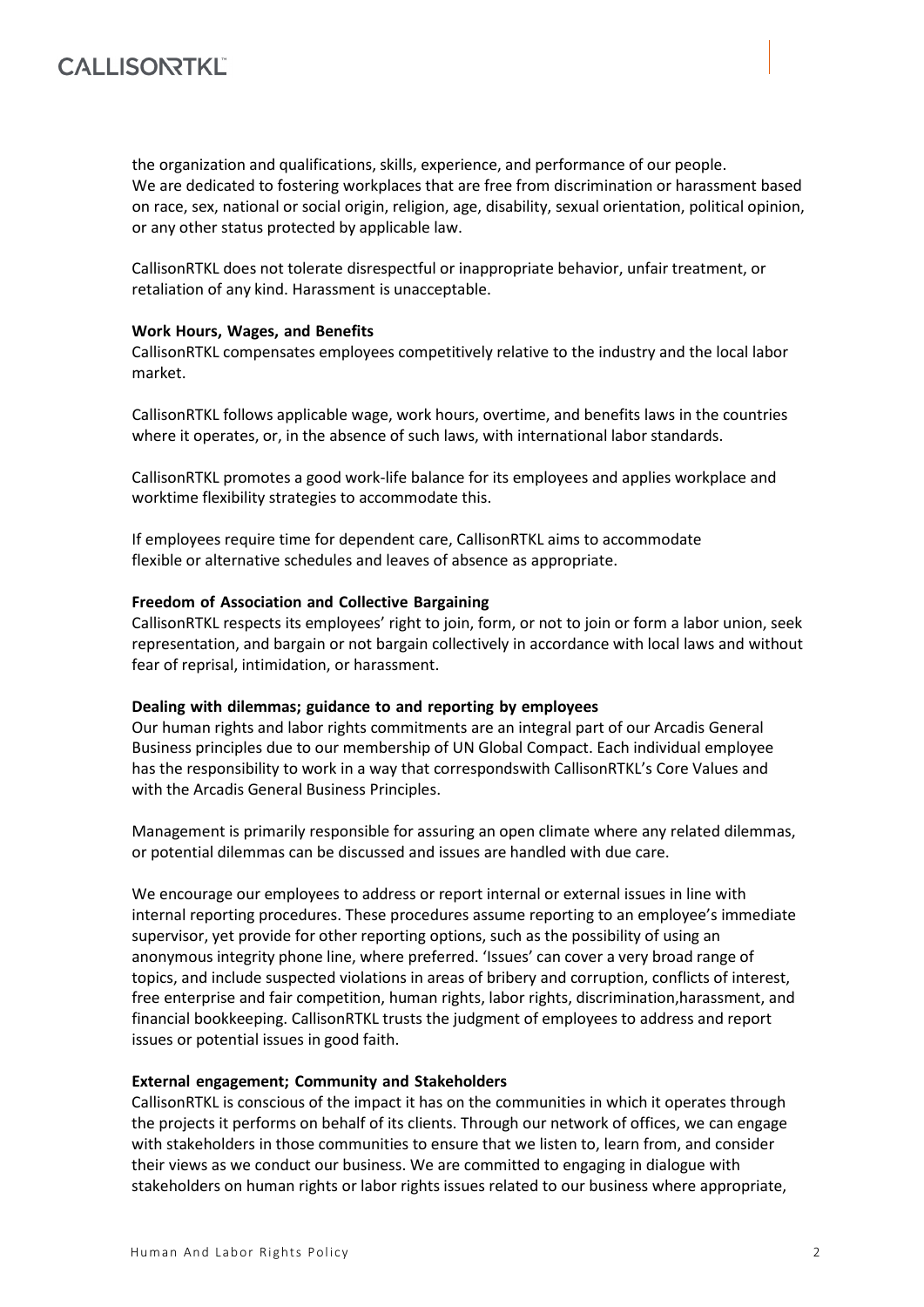the organization and qualifications, skills, experience, and performance of our people. We are dedicated to fostering workplaces that are free from discrimination or harassment based on race, sex, national or social origin, religion, age, disability, sexual orientation, political opinion, or any other status protected by applicable law.

CallisonRTKL does not tolerate disrespectful or inappropriate behavior, unfair treatment, or retaliation of any kind. Harassment is unacceptable.

**Work Hours, Wages, and Benefits**
CallisonRTKL compensates employees competitively relative to the industry and the local labor market.

CallisonRTKL follows applicable wage, work hours, overtime, and benefits laws in the countries where it operates, or, in the absence of such laws, with international labor standards.

CallisonRTKL promotes a good work-life balance for its employees and applies workplace and worktime flexibility strategies to accommodate this.

If employees require time for dependent care, CallisonRTKL aims to accommodate flexible or alternative schedules and leaves of absence as appropriate.

**Freedom of Association and Collective Bargaining**
CallisonRTKL respects its employees' right to join, form, or not to join or form a labor union, seek representation, and bargain or not bargain collectively in accordance with local laws and without fear of reprisal, intimidation, or harassment.

**Dealing with dilemmas; guidance to and reporting by employees**
Our human rights and labor rights commitments are an integral part of our Arcadis General Business principles due to our membership of UN Global Compact. Each individual employee has the responsibility to work in a way that correspondswith CallisonRTKL's Core Values and with the Arcadis General Business Principles.

Management is primarily responsible for assuring an open climate where any related dilemmas, or potential dilemmas can be discussed and issues are handled with due care.

We encourage our employees to address or report internal or external issues in line with internal reporting procedures. These procedures assume reporting to an employee's immediate supervisor, yet provide for other reporting options, such as the possibility of using an anonymous integrity phone line, where preferred. 'Issues' can cover a very broad range of topics, and include suspected violations in areas of bribery and corruption, conflicts of interest, free enterprise and fair competition, human rights, labor rights, discrimination,harassment, and financial bookkeeping. CallisonRTKL trusts the judgment of employees to address and report issues or potential issues in good faith.

**External engagement; Community and Stakeholders**
CallisonRTKL is conscious of the impact it has on the communities in which it operates through the projects it performs on behalf of its clients. Through our network of offices, we can engage with stakeholders in those communities to ensure that we listen to, learn from, and consider their views as we conduct our business. We are committed to engaging in dialogue with stakeholders on human rights or labor rights issues related to our business where appropriate,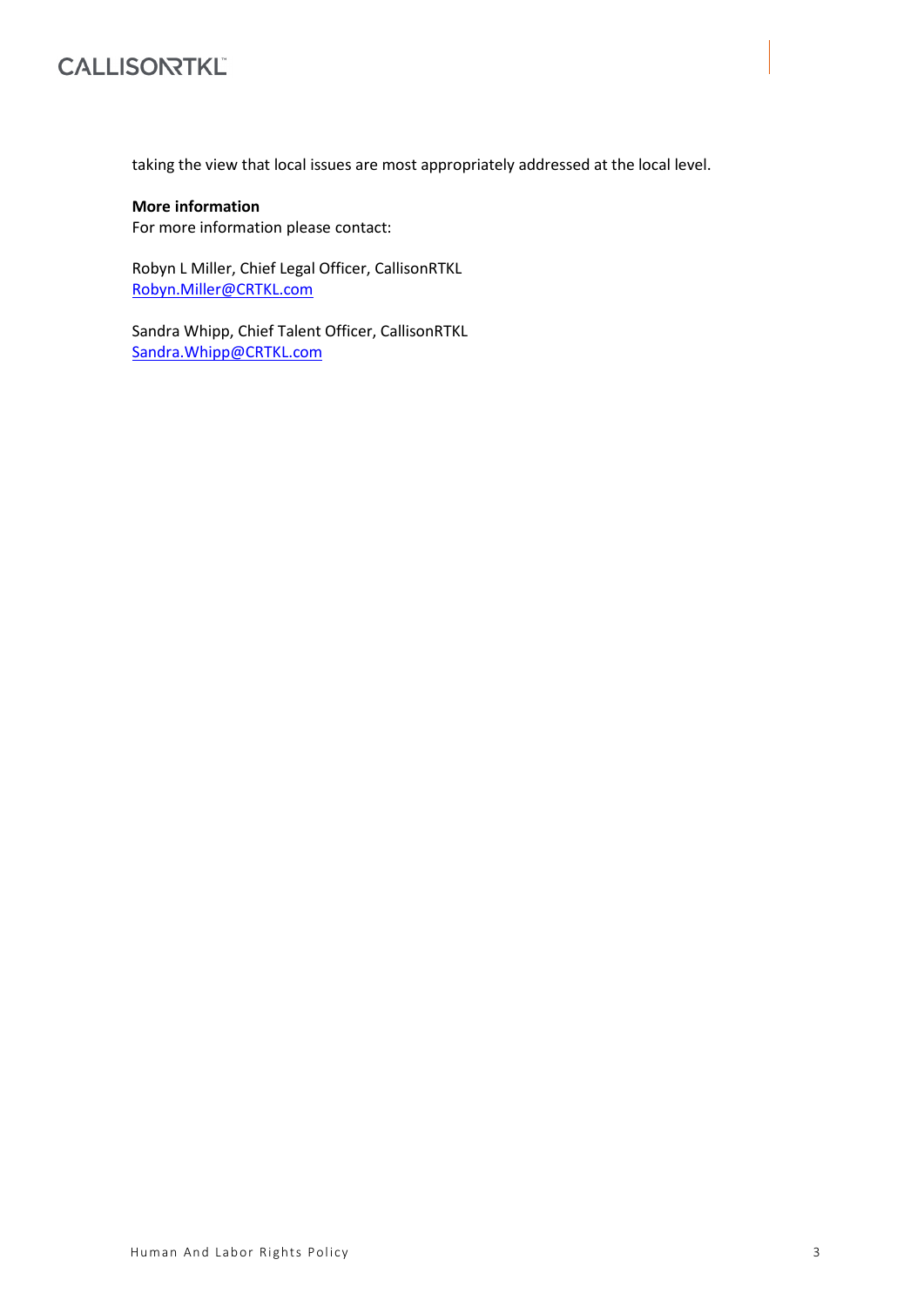taking the view that local issues are most appropriately addressed at the local level.

**More information**

For more information please contact:

Robyn L Miller, Chief Legal Officer, CallisonRTKL
Robyn.Miller@CRTKL.com

Sandra Whipp, Chief Talent Officer, CallisonRTKL
Sandra.Whipp@CRTKL.com